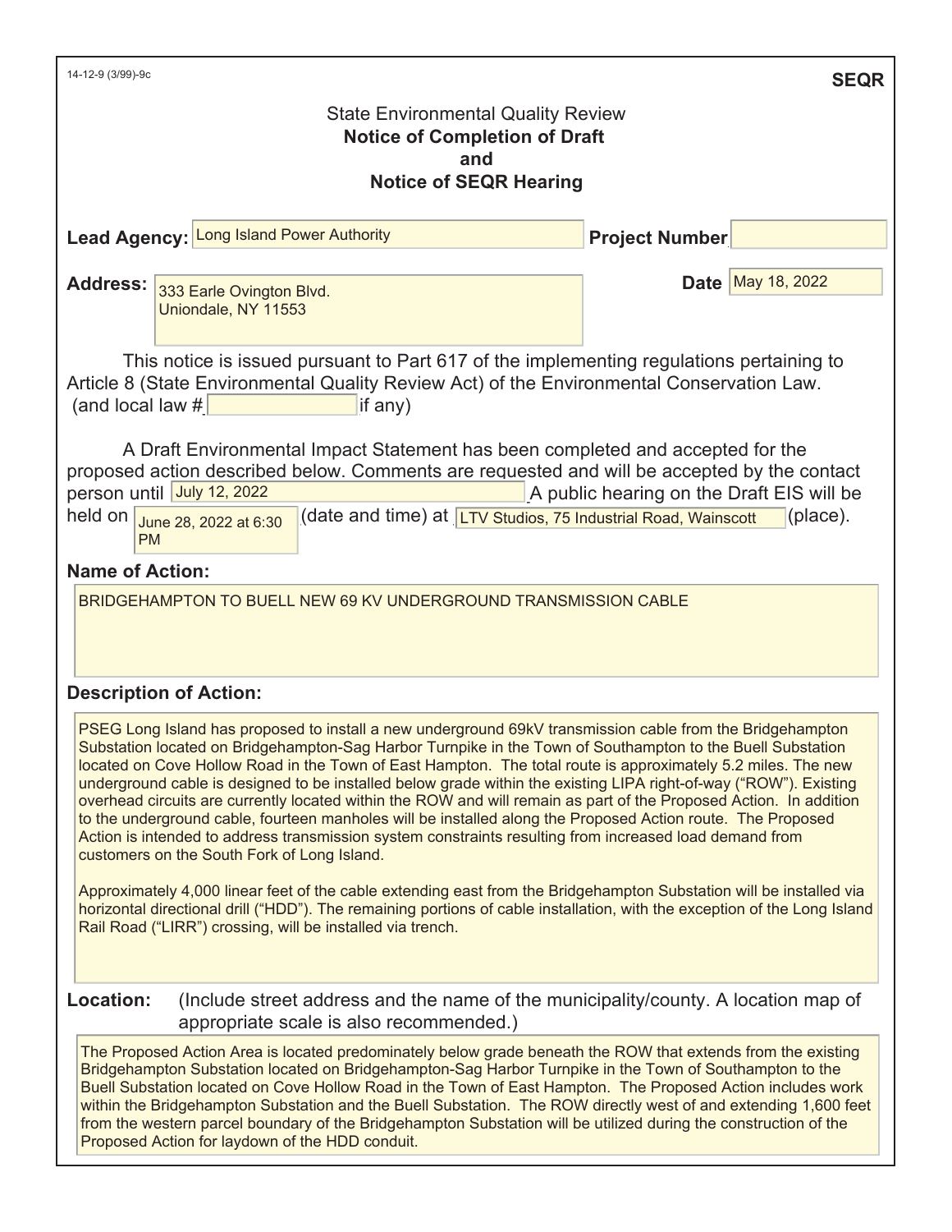14-12-9 (3/99)-9c

**SEQR**

State Environmental Quality Review

# Notice of Completion of Draft and Notice of SEQR Hearing

**Lead Agency:** Long Island Power Authority

**Project Number:**

**Address:** 333 Earle Ovington Blvd.
Uniondale, NY 11553

**Date:** May 18, 2022

This notice is issued pursuant to Part 617 of the implementing regulations pertaining to Article 8 (State Environmental Quality Review Act) of the Environmental Conservation Law. (and local law # ______ if any)

A Draft Environmental Impact Statement has been completed and accepted for the proposed action described below. Comments are requested and will be accepted by the contact person until July 12, 2022. A public hearing on the Draft EIS will be held on June 28, 2022 at 6:30 PM (date and time) at LTV Studios, 75 Industrial Road, Wainscott (place).

**Name of Action:**

BRIDGEHAMPTON TO BUELL NEW 69 KV UNDERGROUND TRANSMISSION CABLE

**Description of Action:**

PSEG Long Island has proposed to install a new underground 69kV transmission cable from the Bridgehampton Substation located on Bridgehampton-Sag Harbor Turnpike in the Town of Southampton to the Buell Substation located on Cove Hollow Road in the Town of East Hampton. The total route is approximately 5.2 miles. The new underground cable is designed to be installed below grade within the existing LIPA right-of-way ("ROW"). Existing overhead circuits are currently located within the ROW and will remain as part of the Proposed Action. In addition to the underground cable, fourteen manholes will be installed along the Proposed Action route. The Proposed Action is intended to address transmission system constraints resulting from increased load demand from customers on the South Fork of Long Island.

Approximately 4,000 linear feet of the cable extending east from the Bridgehampton Substation will be installed via horizontal directional drill ("HDD"). The remaining portions of cable installation, with the exception of the Long Island Rail Road ("LIRR") crossing, will be installed via trench.

**Location:** (Include street address and the name of the municipality/county. A location map of appropriate scale is also recommended.)

The Proposed Action Area is located predominately below grade beneath the ROW that extends from the existing Bridgehampton Substation located on Bridgehampton-Sag Harbor Turnpike in the Town of Southampton to the Buell Substation located on Cove Hollow Road in the Town of East Hampton. The Proposed Action includes work within the Bridgehampton Substation and the Buell Substation. The ROW directly west of and extending 1,600 feet from the western parcel boundary of the Bridgehampton Substation will be utilized during the construction of the Proposed Action for laydown of the HDD conduit.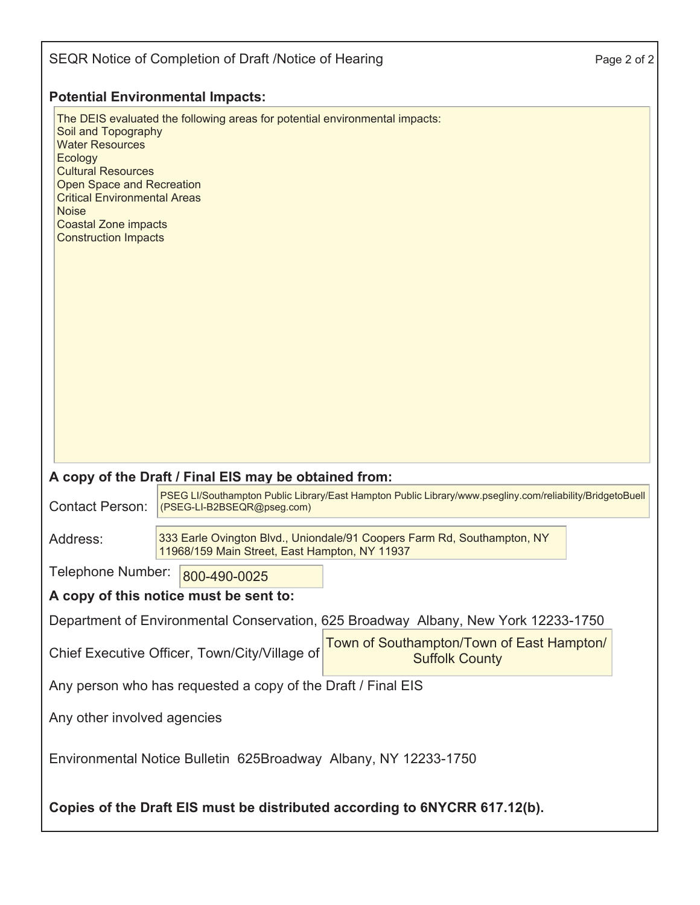SEQR Notice of Completion of Draft /Notice of Hearing

**Potential Environmental Impacts:**

The DEIS evaluated the following areas for potential environmental impacts:
Soil and Topography
Water Resources
Ecology
Cultural Resources
Open Space and Recreation
Critical Environmental Areas
Noise
Coastal Zone impacts
Construction Impacts

**A copy of the Draft / Final EIS may be obtained from:**

Contact Person: PSEG LI/Southampton Public Library/East Hampton Public Library/www.psegliny.com/reliability/BridgetoBuell (PSEG-LI-B2BSEQR@pseg.com)

Address: 333 Earle Ovington Blvd., Uniondale/91 Coopers Farm Rd, Southampton, NY 11968/159 Main Street, East Hampton, NY 11937

Telephone Number: 800-490-0025

**A copy of this notice must be sent to:**

Department of Environmental Conservation, 625 Broadway Albany, New York 12233-1750

Chief Executive Officer, Town/City/Village of Town of Southampton/Town of East Hampton/ Suffolk County

Any person who has requested a copy of the Draft / Final EIS

Any other involved agencies

Environmental Notice Bulletin 625Broadway Albany, NY 12233-1750

**Copies of the Draft EIS must be distributed according to 6NYCRR 617.12(b).**